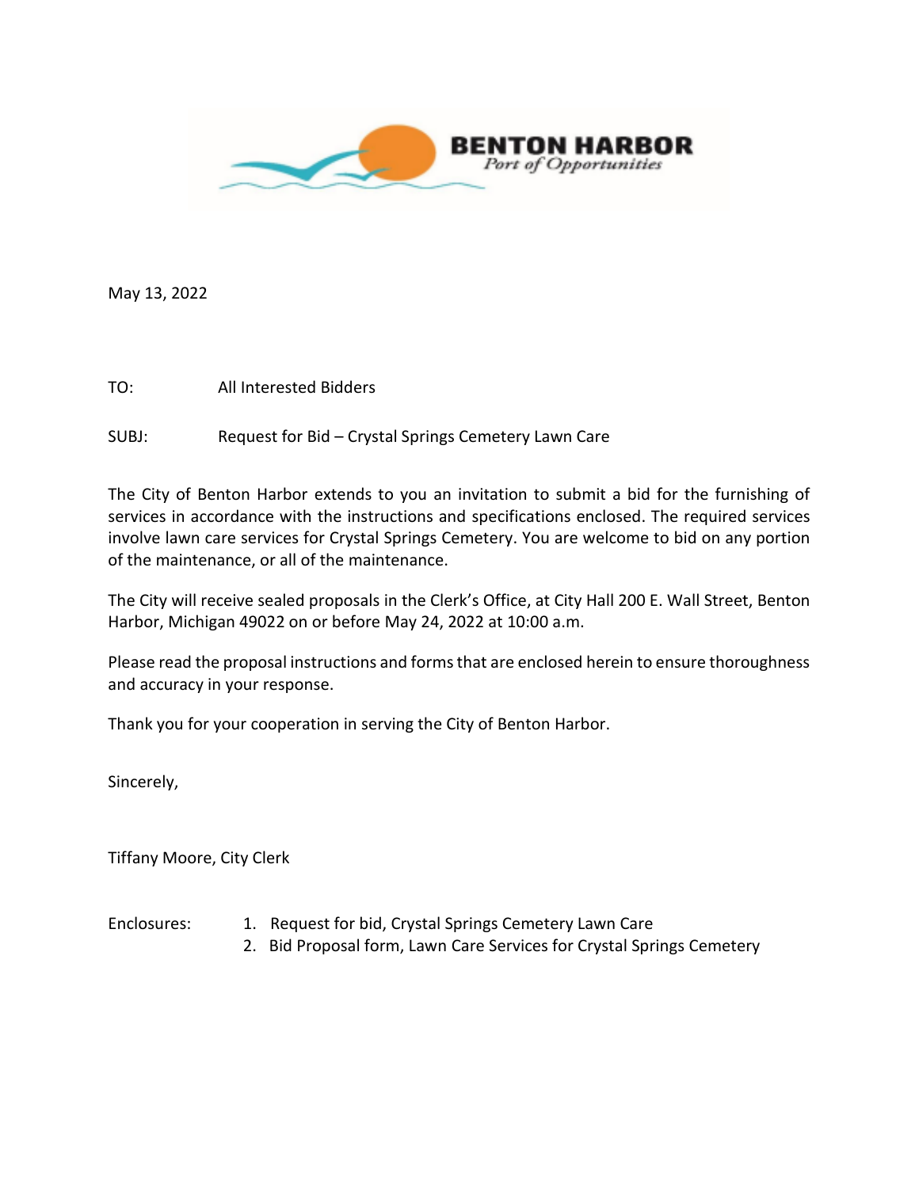BENTON HARBOR
*Port of Opportunities*

May 13, 2022

TO: All Interested Bidders

SUBJ: Request for Bid – Crystal Springs Cemetery Lawn Care

The City of Benton Harbor extends to you an invitation to submit a bid for the furnishing of services in accordance with the instructions and specifications enclosed. The required services involve lawn care services for Crystal Springs Cemetery. You are welcome to bid on any portion of the maintenance, or all of the maintenance.

The City will receive sealed proposals in the Clerk's Office, at City Hall 200 E. Wall Street, Benton Harbor, Michigan 49022 on or before May 24, 2022 at 10:00 a.m.

Please read the proposal instructions and forms that are enclosed herein to ensure thoroughness and accuracy in your response.

Thank you for your cooperation in serving the City of Benton Harbor.

Sincerely,

Tiffany Moore, City Clerk

Enclosures:

1. Request for bid, Crystal Springs Cemetery Lawn Care
2. Bid Proposal form, Lawn Care Services for Crystal Springs Cemetery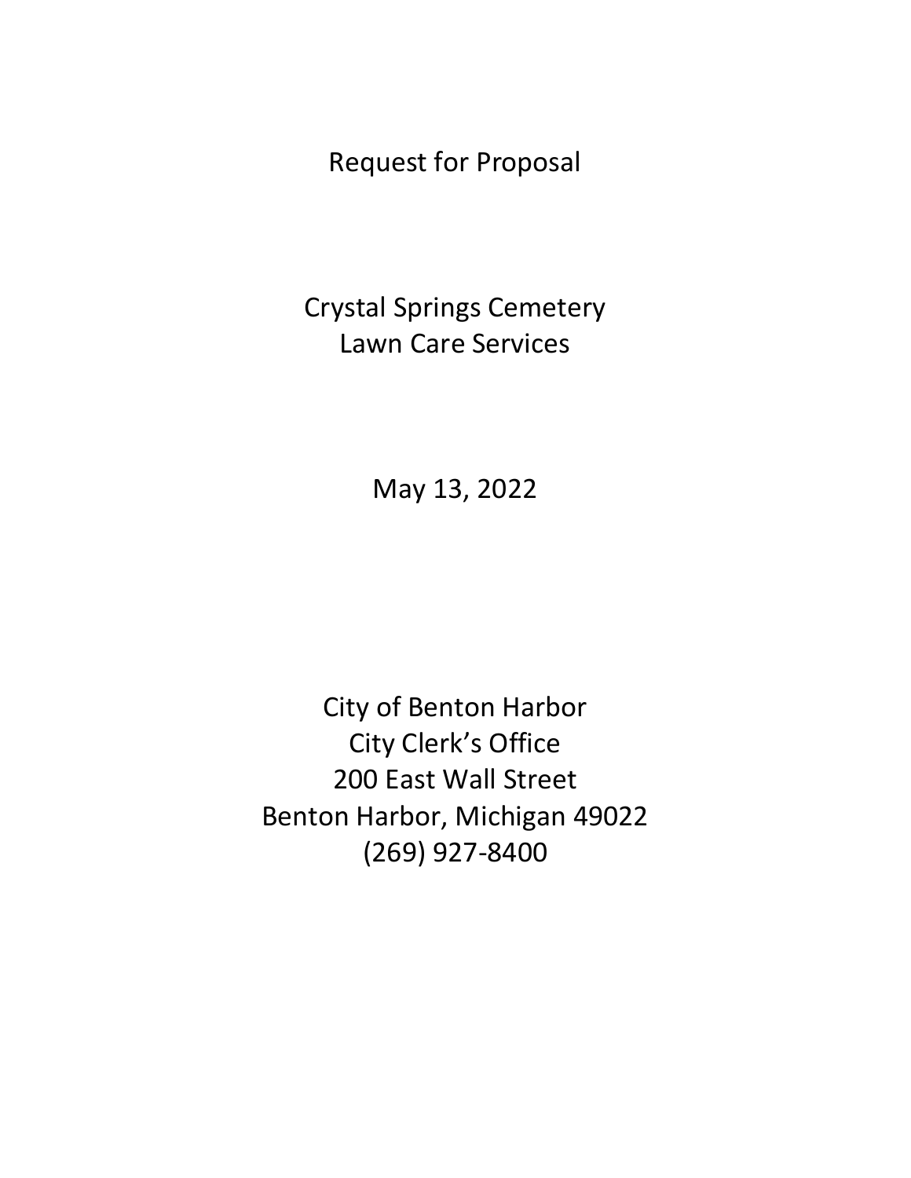# Request for Proposal

## Crystal Springs Cemetery
## Lawn Care Services

May 13, 2022

City of Benton Harbor
City Clerk's Office
200 East Wall Street
Benton Harbor, Michigan 49022
(269) 927-8400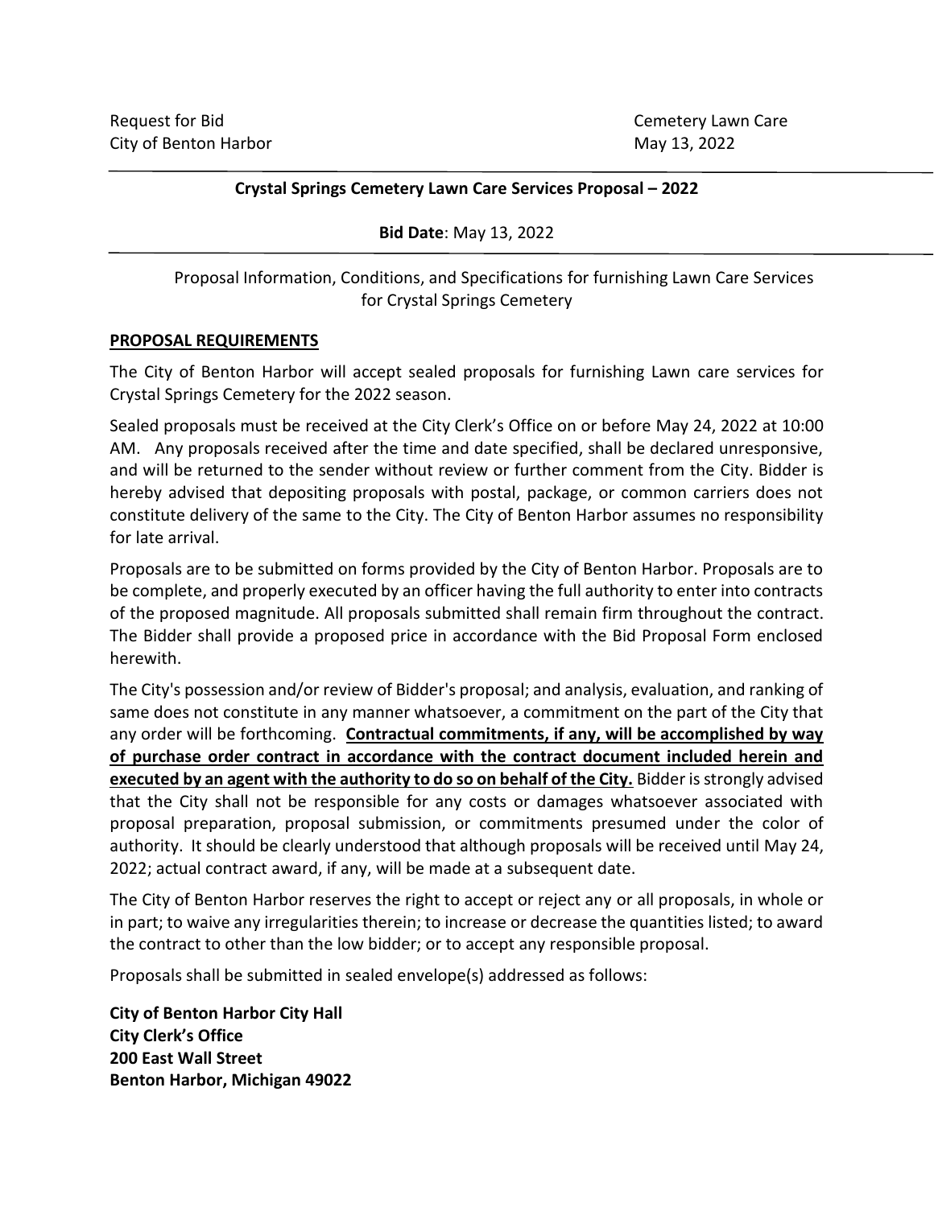Request for Bid
City of Benton Harbor

Cemetery Lawn Care
May 13, 2022

**Crystal Springs Cemetery Lawn Care Services Proposal – 2022**

**Bid Date**: May 13, 2022

Proposal Information, Conditions, and Specifications for furnishing Lawn Care Services for Crystal Springs Cemetery

## PROPOSAL REQUIREMENTS

The City of Benton Harbor will accept sealed proposals for furnishing Lawn care services for Crystal Springs Cemetery for the 2022 season.

Sealed proposals must be received at the City Clerk's Office on or before May 24, 2022 at 10:00 AM. Any proposals received after the time and date specified, shall be declared unresponsive, and will be returned to the sender without review or further comment from the City. Bidder is hereby advised that depositing proposals with postal, package, or common carriers does not constitute delivery of the same to the City. The City of Benton Harbor assumes no responsibility for late arrival.

Proposals are to be submitted on forms provided by the City of Benton Harbor. Proposals are to be complete, and properly executed by an officer having the full authority to enter into contracts of the proposed magnitude. All proposals submitted shall remain firm throughout the contract. The Bidder shall provide a proposed price in accordance with the Bid Proposal Form enclosed herewith.

The City's possession and/or review of Bidder's proposal; and analysis, evaluation, and ranking of same does not constitute in any manner whatsoever, a commitment on the part of the City that any order will be forthcoming. **Contractual commitments, if any, will be accomplished by way of purchase order contract in accordance with the contract document included herein and executed by an agent with the authority to do so on behalf of the City.** Bidder is strongly advised that the City shall not be responsible for any costs or damages whatsoever associated with proposal preparation, proposal submission, or commitments presumed under the color of authority. It should be clearly understood that although proposals will be received until May 24, 2022; actual contract award, if any, will be made at a subsequent date.

The City of Benton Harbor reserves the right to accept or reject any or all proposals, in whole or in part; to waive any irregularities therein; to increase or decrease the quantities listed; to award the contract to other than the low bidder; or to accept any responsible proposal.

Proposals shall be submitted in sealed envelope(s) addressed as follows:

**City of Benton Harbor City Hall**
**City Clerk's Office**
**200 East Wall Street**
**Benton Harbor, Michigan 49022**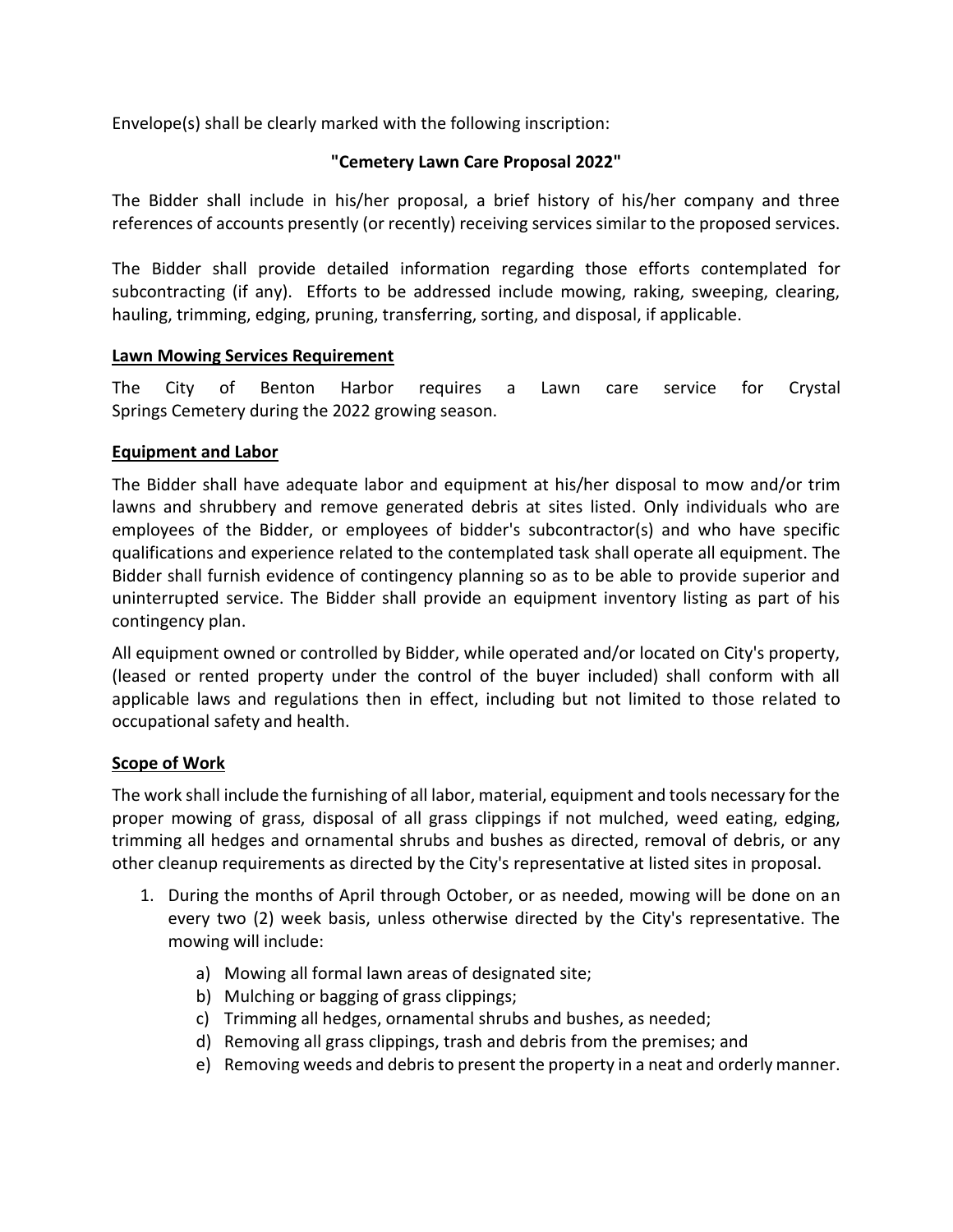Envelope(s) shall be clearly marked with the following inscription:

**"Cemetery Lawn Care Proposal 2022"**

The Bidder shall include in his/her proposal, a brief history of his/her company and three references of accounts presently (or recently) receiving services similar to the proposed services.

The Bidder shall provide detailed information regarding those efforts contemplated for subcontracting (if any). Efforts to be addressed include mowing, raking, sweeping, clearing, hauling, trimming, edging, pruning, transferring, sorting, and disposal, if applicable.

**Lawn Mowing Services Requirement**

The City of Benton Harbor requires a Lawn care service for Crystal Springs Cemetery during the 2022 growing season.

**Equipment and Labor**

The Bidder shall have adequate labor and equipment at his/her disposal to mow and/or trim lawns and shrubbery and remove generated debris at sites listed. Only individuals who are employees of the Bidder, or employees of bidder's subcontractor(s) and who have specific qualifications and experience related to the contemplated task shall operate all equipment. The Bidder shall furnish evidence of contingency planning so as to be able to provide superior and uninterrupted service. The Bidder shall provide an equipment inventory listing as part of his contingency plan.

All equipment owned or controlled by Bidder, while operated and/or located on City's property, (leased or rented property under the control of the buyer included) shall conform with all applicable laws and regulations then in effect, including but not limited to those related to occupational safety and health.

**Scope of Work**

The work shall include the furnishing of all labor, material, equipment and tools necessary for the proper mowing of grass, disposal of all grass clippings if not mulched, weed eating, edging, trimming all hedges and ornamental shrubs and bushes as directed, removal of debris, or any other cleanup requirements as directed by the City's representative at listed sites in proposal.

1. During the months of April through October, or as needed, mowing will be done on an every two (2) week basis, unless otherwise directed by the City's representative. The mowing will include:
   a) Mowing all formal lawn areas of designated site;
   b) Mulching or bagging of grass clippings;
   c) Trimming all hedges, ornamental shrubs and bushes, as needed;
   d) Removing all grass clippings, trash and debris from the premises; and
   e) Removing weeds and debris to present the property in a neat and orderly manner.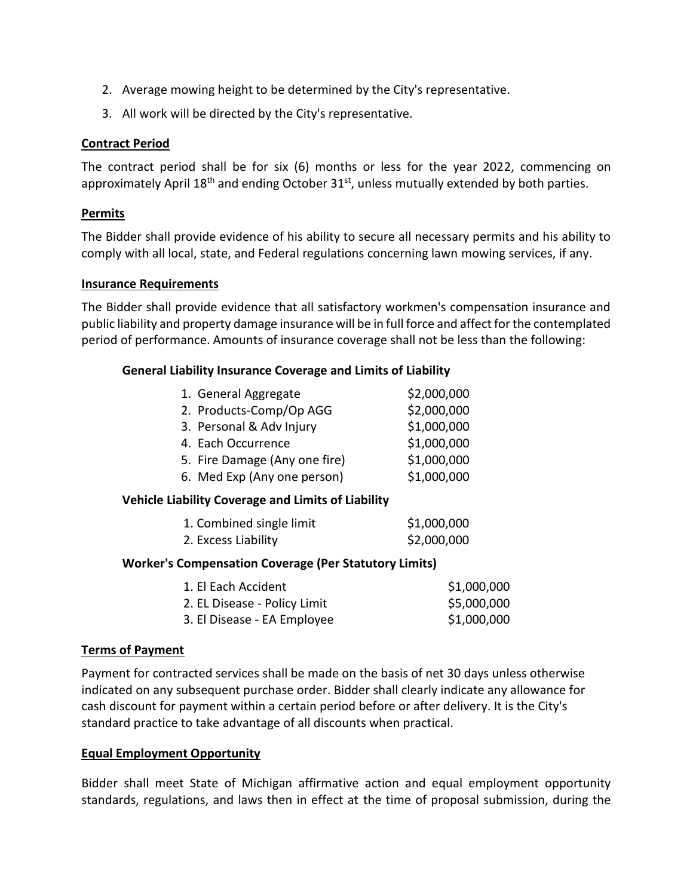2. Average mowing height to be determined by the City's representative.
3. All work will be directed by the City's representative.

**Contract Period**

The contract period shall be for six (6) months or less for the year 2022, commencing on approximately April 18th and ending October 31st, unless mutually extended by both parties.

**Permits**

The Bidder shall provide evidence of his ability to secure all necessary permits and his ability to comply with all local, state, and Federal regulations concerning lawn mowing services, if any.

**Insurance Requirements**

The Bidder shall provide evidence that all satisfactory workmen's compensation insurance and public liability and property damage insurance will be in full force and affect for the contemplated period of performance. Amounts of insurance coverage shall not be less than the following:

**General Liability Insurance Coverage and Limits of Liability**

| | |
|---|---|
| 1. General Aggregate | \$2,000,000 |
| 2. Products-Comp/Op AGG | \$2,000,000 |
| 3. Personal & Adv Injury | \$1,000,000 |
| 4. Each Occurrence | \$1,000,000 |
| 5. Fire Damage (Any one fire) | \$1,000,000 |
| 6. Med Exp (Any one person) | \$1,000,000 |

**Vehicle Liability Coverage and Limits of Liability**

| | |
|---|---|
| 1. Combined single limit | \$1,000,000 |
| 2. Excess Liability | \$2,000,000 |

**Worker's Compensation Coverage (Per Statutory Limits)**

| | |
|---|---|
| 1. El Each Accident | \$1,000,000 |
| 2. EL Disease - Policy Limit | \$5,000,000 |
| 3. El Disease - EA Employee | \$1,000,000 |

**Terms of Payment**

Payment for contracted services shall be made on the basis of net 30 days unless otherwise indicated on any subsequent purchase order. Bidder shall clearly indicate any allowance for cash discount for payment within a certain period before or after delivery. It is the City's standard practice to take advantage of all discounts when practical.

**Equal Employment Opportunity**

Bidder shall meet State of Michigan affirmative action and equal employment opportunity standards, regulations, and laws then in effect at the time of proposal submission, during the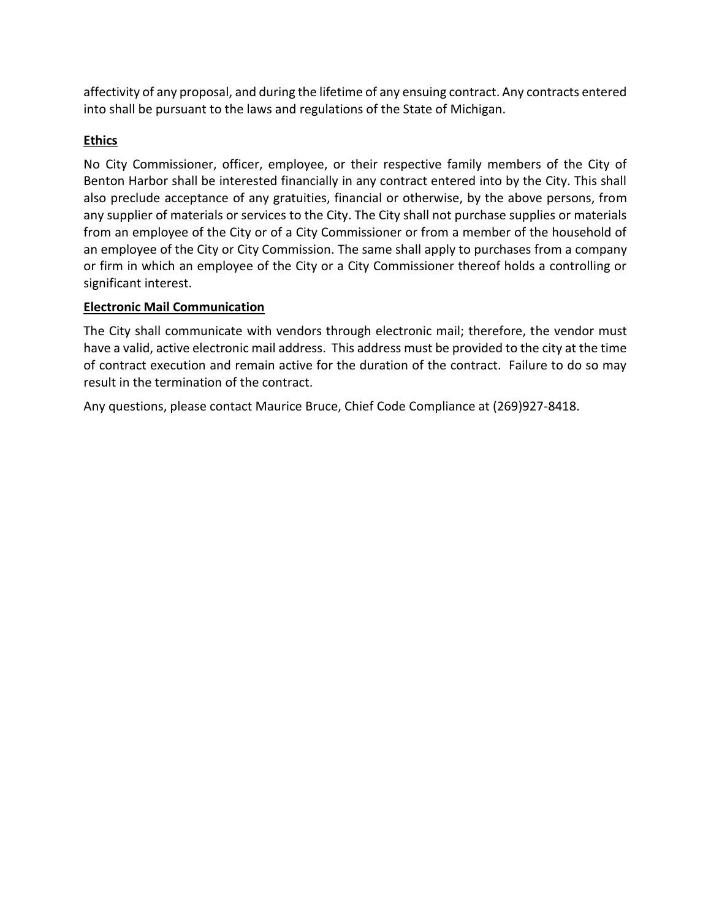affectivity of any proposal, and during the lifetime of any ensuing contract. Any contracts entered into shall be pursuant to the laws and regulations of the State of Michigan.

**Ethics**

No City Commissioner, officer, employee, or their respective family members of the City of Benton Harbor shall be interested financially in any contract entered into by the City. This shall also preclude acceptance of any gratuities, financial or otherwise, by the above persons, from any supplier of materials or services to the City. The City shall not purchase supplies or materials from an employee of the City or of a City Commissioner or from a member of the household of an employee of the City or City Commission. The same shall apply to purchases from a company or firm in which an employee of the City or a City Commissioner thereof holds a controlling or significant interest.

**Electronic Mail Communication**

The City shall communicate with vendors through electronic mail; therefore, the vendor must have a valid, active electronic mail address. This address must be provided to the city at the time of contract execution and remain active for the duration of the contract. Failure to do so may result in the termination of the contract.

Any questions, please contact Maurice Bruce, Chief Code Compliance at (269)927-8418.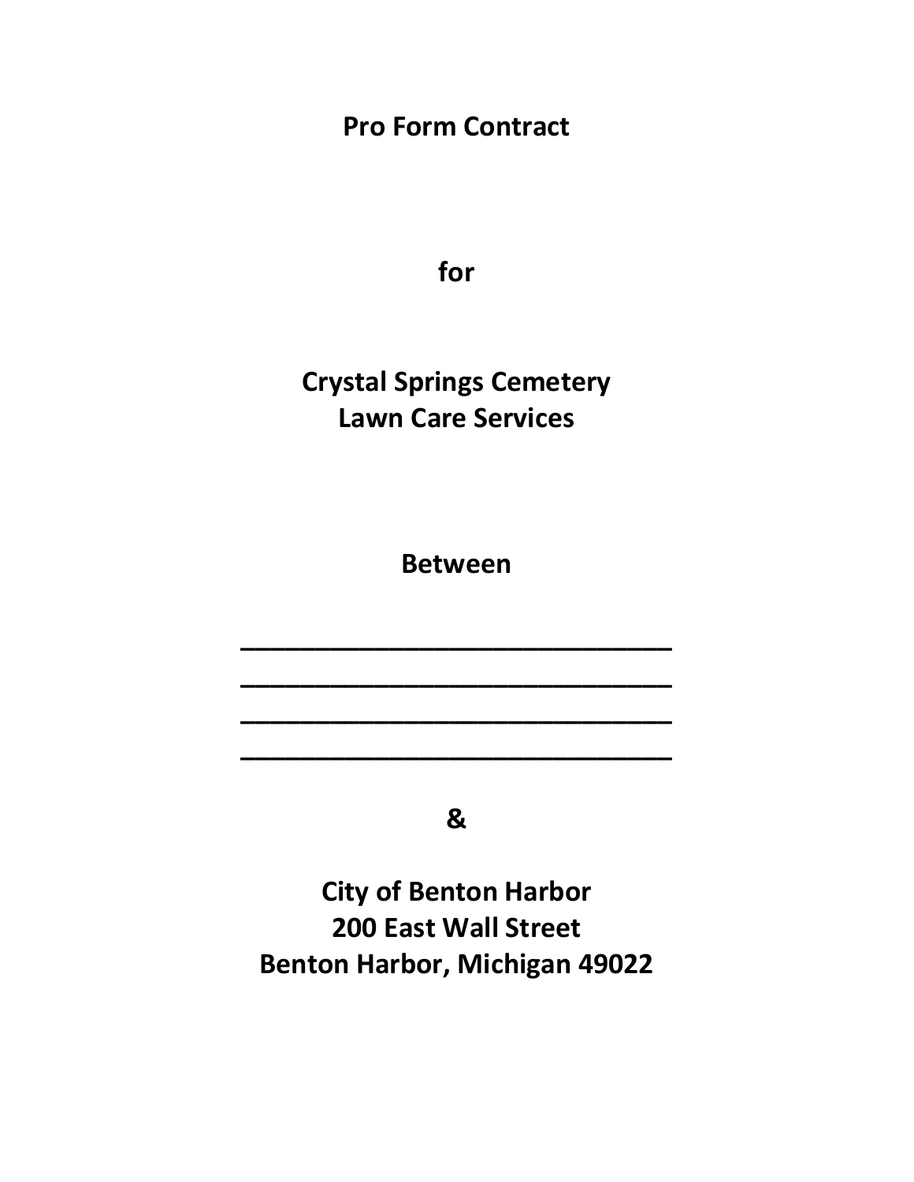**Pro Form Contract**

**for**

**Crystal Springs Cemetery**
**Lawn Care Services**

**Between**

________________________________
________________________________
________________________________
________________________________

**&**

**City of Benton Harbor**
**200 East Wall Street**
**Benton Harbor, Michigan 49022**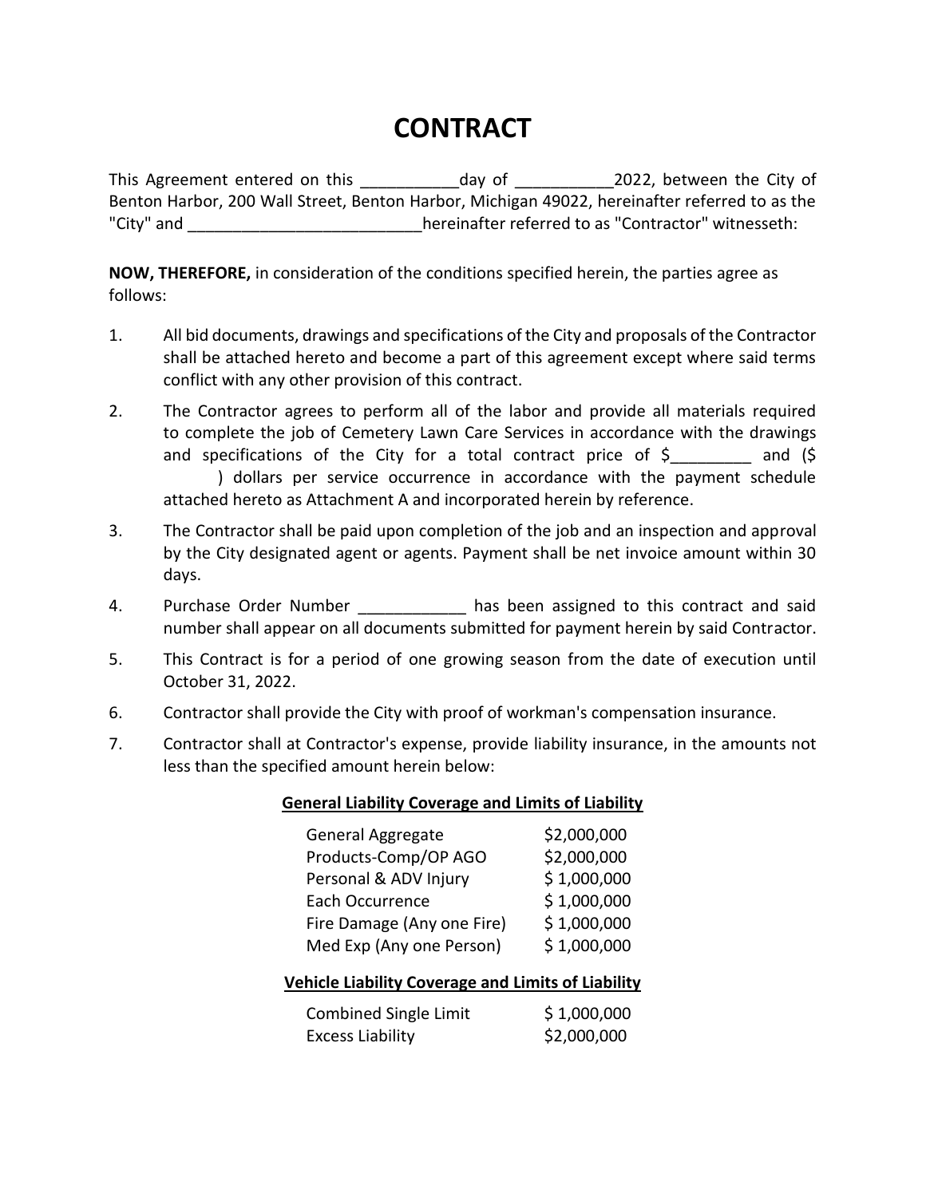# CONTRACT

This Agreement entered on this ___________day of ___________2022, between the City of Benton Harbor, 200 Wall Street, Benton Harbor, Michigan 49022, hereinafter referred to as the "City" and __________________________hereinafter referred to as "Contractor" witnesseth:

**NOW, THEREFORE,** in consideration of the conditions specified herein, the parties agree as follows:

1. All bid documents, drawings and specifications of the City and proposals of the Contractor shall be attached hereto and become a part of this agreement except where said terms conflict with any other provision of this contract.
2. The Contractor agrees to perform all of the labor and provide all materials required to complete the job of Cemetery Lawn Care Services in accordance with the drawings and specifications of the City for a total contract price of $_________ and ($ ) dollars per service occurrence in accordance with the payment schedule attached hereto as Attachment A and incorporated herein by reference.
3. The Contractor shall be paid upon completion of the job and an inspection and approval by the City designated agent or agents. Payment shall be net invoice amount within 30 days.
4. Purchase Order Number ____________ has been assigned to this contract and said number shall appear on all documents submitted for payment herein by said Contractor.
5. This Contract is for a period of one growing season from the date of execution until October 31, 2022.
6. Contractor shall provide the City with proof of workman's compensation insurance.
7. Contractor shall at Contractor's expense, provide liability insurance, in the amounts not less than the specified amount herein below:

**General Liability Coverage and Limits of Liability**

| | |
|---|---|
| General Aggregate | $2,000,000 |
| Products-Comp/OP AGO | $2,000,000 |
| Personal & ADV Injury | $ 1,000,000 |
| Each Occurrence | $ 1,000,000 |
| Fire Damage (Any one Fire) | $ 1,000,000 |
| Med Exp (Any one Person) | $ 1,000,000 |

**Vehicle Liability Coverage and Limits of Liability**

| | |
|---|---|
| Combined Single Limit | $ 1,000,000 |
| Excess Liability | $2,000,000 |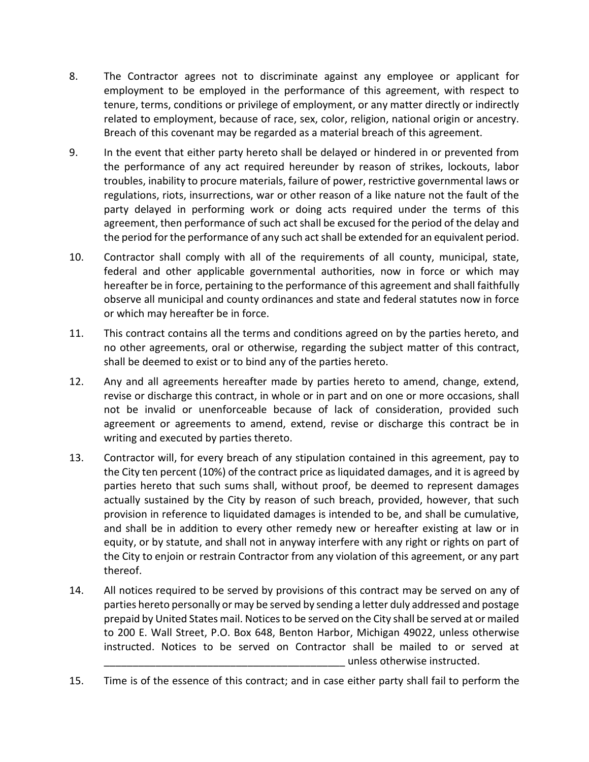8. The Contractor agrees not to discriminate against any employee or applicant for employment to be employed in the performance of this agreement, with respect to tenure, terms, conditions or privilege of employment, or any matter directly or indirectly related to employment, because of race, sex, color, religion, national origin or ancestry. Breach of this covenant may be regarded as a material breach of this agreement.

9. In the event that either party hereto shall be delayed or hindered in or prevented from the performance of any act required hereunder by reason of strikes, lockouts, labor troubles, inability to procure materials, failure of power, restrictive governmental laws or regulations, riots, insurrections, war or other reason of a like nature not the fault of the party delayed in performing work or doing acts required under the terms of this agreement, then performance of such act shall be excused for the period of the delay and the period for the performance of any such act shall be extended for an equivalent period.

10. Contractor shall comply with all of the requirements of all county, municipal, state, federal and other applicable governmental authorities, now in force or which may hereafter be in force, pertaining to the performance of this agreement and shall faithfully observe all municipal and county ordinances and state and federal statutes now in force or which may hereafter be in force.

11. This contract contains all the terms and conditions agreed on by the parties hereto, and no other agreements, oral or otherwise, regarding the subject matter of this contract, shall be deemed to exist or to bind any of the parties hereto.

12. Any and all agreements hereafter made by parties hereto to amend, change, extend, revise or discharge this contract, in whole or in part and on one or more occasions, shall not be invalid or unenforceable because of lack of consideration, provided such agreement or agreements to amend, extend, revise or discharge this contract be in writing and executed by parties thereto.

13. Contractor will, for every breach of any stipulation contained in this agreement, pay to the City ten percent (10%) of the contract price as liquidated damages, and it is agreed by parties hereto that such sums shall, without proof, be deemed to represent damages actually sustained by the City by reason of such breach, provided, however, that such provision in reference to liquidated damages is intended to be, and shall be cumulative, and shall be in addition to every other remedy new or hereafter existing at law or in equity, or by statute, and shall not in anyway interfere with any right or rights on part of the City to enjoin or restrain Contractor from any violation of this agreement, or any part thereof.

14. All notices required to be served by provisions of this contract may be served on any of parties hereto personally or may be served by sending a letter duly addressed and postage prepaid by United States mail. Notices to be served on the City shall be served at or mailed to 200 E. Wall Street, P.O. Box 648, Benton Harbor, Michigan 49022, unless otherwise instructed. Notices to be served on Contractor shall be mailed to or served at ___________________________________________ unless otherwise instructed.

15. Time is of the essence of this contract; and in case either party shall fail to perform the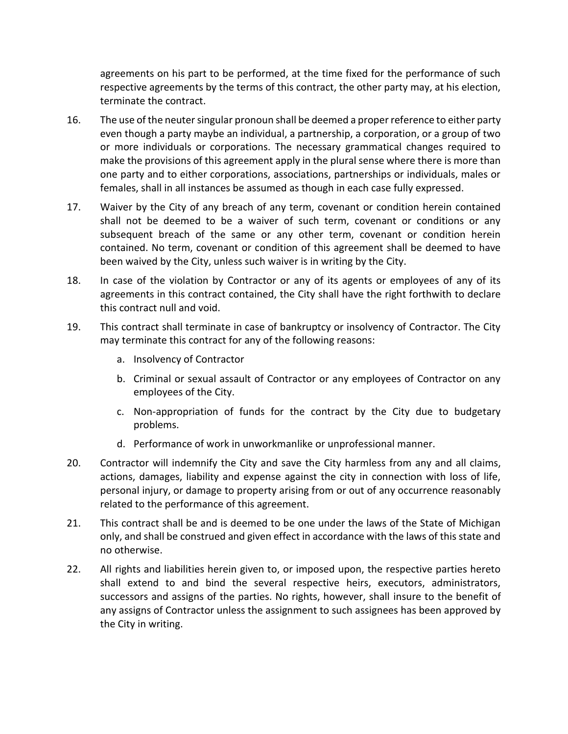agreements on his part to be performed, at the time fixed for the performance of such respective agreements by the terms of this contract, the other party may, at his election, terminate the contract.

16. The use of the neuter singular pronoun shall be deemed a proper reference to either party even though a party maybe an individual, a partnership, a corporation, or a group of two or more individuals or corporations. The necessary grammatical changes required to make the provisions of this agreement apply in the plural sense where there is more than one party and to either corporations, associations, partnerships or individuals, males or females, shall in all instances be assumed as though in each case fully expressed.

17. Waiver by the City of any breach of any term, covenant or condition herein contained shall not be deemed to be a waiver of such term, covenant or conditions or any subsequent breach of the same or any other term, covenant or condition herein contained. No term, covenant or condition of this agreement shall be deemed to have been waived by the City, unless such waiver is in writing by the City.

18. In case of the violation by Contractor or any of its agents or employees of any of its agreements in this contract contained, the City shall have the right forthwith to declare this contract null and void.

19. This contract shall terminate in case of bankruptcy or insolvency of Contractor. The City may terminate this contract for any of the following reasons:

    a. Insolvency of Contractor

    b. Criminal or sexual assault of Contractor or any employees of Contractor on any employees of the City.

    c. Non-appropriation of funds for the contract by the City due to budgetary problems.

    d. Performance of work in unworkmanlike or unprofessional manner.

20. Contractor will indemnify the City and save the City harmless from any and all claims, actions, damages, liability and expense against the city in connection with loss of life, personal injury, or damage to property arising from or out of any occurrence reasonably related to the performance of this agreement.

21. This contract shall be and is deemed to be one under the laws of the State of Michigan only, and shall be construed and given effect in accordance with the laws of this state and no otherwise.

22. All rights and liabilities herein given to, or imposed upon, the respective parties hereto shall extend to and bind the several respective heirs, executors, administrators, successors and assigns of the parties. No rights, however, shall insure to the benefit of any assigns of Contractor unless the assignment to such assignees has been approved by the City in writing.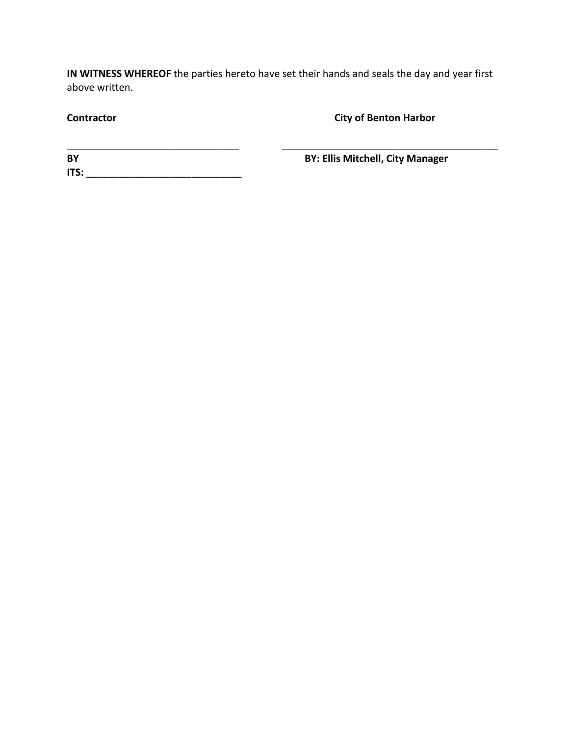**IN WITNESS WHEREOF** the parties hereto have set their hands and seals the day and year first above written.

| | |
|---|---|
| **Contractor** | **City of Benton Harbor** |
| _______________________________ | _______________________________________ |
| **BY** | **BY: Ellis Mitchell, City Manager** |
| **ITS:** ____________________________ | |